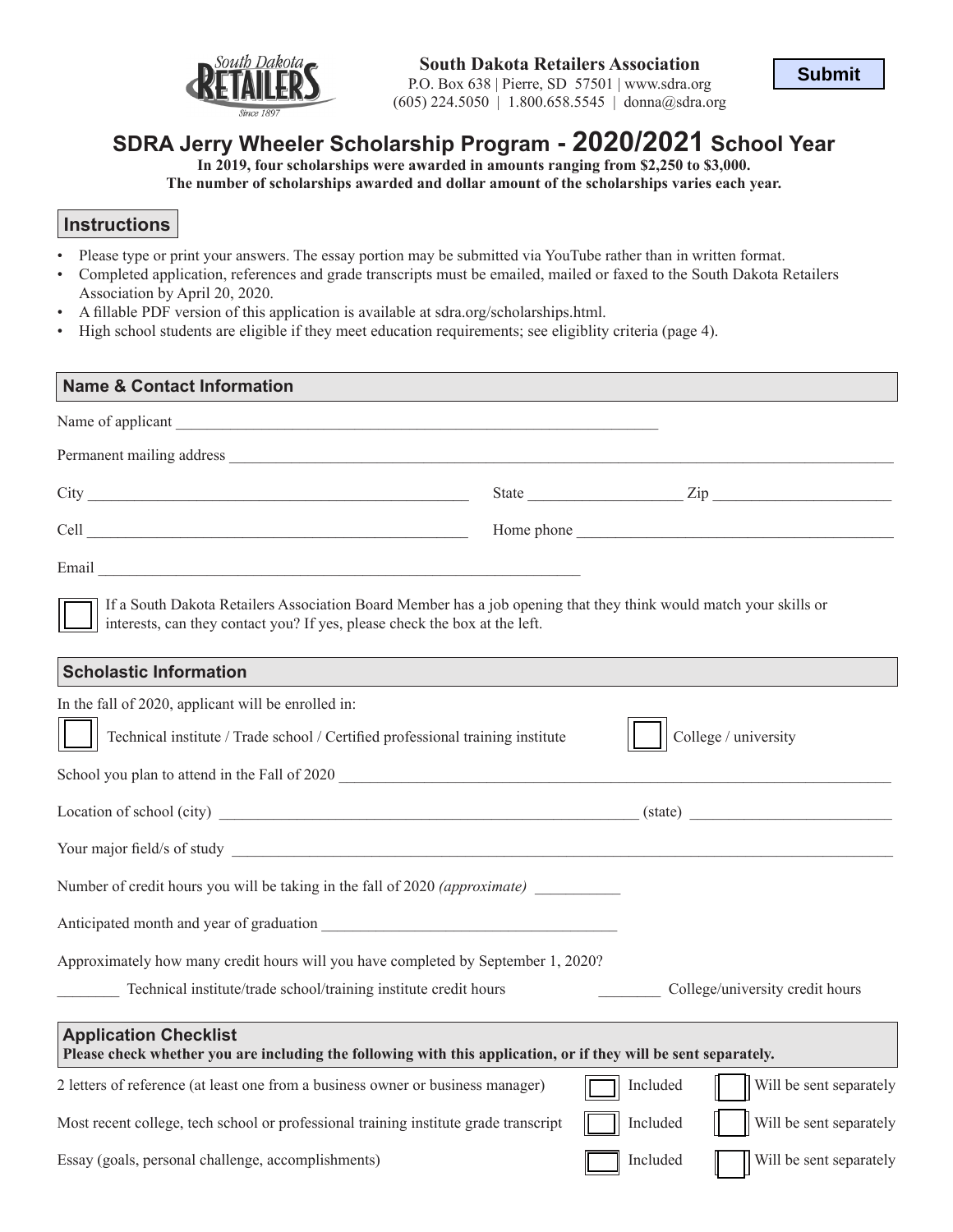**South Dakota Retailers Association**
P.O. Box 638 | Pierre, SD 57501 | www.sdra.org
(605) 224.5050 | 1.800.658.5545 | donna@sdra.org

Submit

# SDRA Jerry Wheeler Scholarship Program - 2020/2021 School Year

**In 2019, four scholarships were awarded in amounts ranging from $2,250 to $3,000.**
**The number of scholarships awarded and dollar amount of the scholarships varies each year.**

## Instructions

- Please type or print your answers. The essay portion may be submitted via YouTube rather than in written format.
- Completed application, references and grade transcripts must be emailed, mailed or faxed to the South Dakota Retailers Association by April 20, 2020.
- A fillable PDF version of this application is available at sdra.org/scholarships.html.
- High school students are eligible if they meet education requirements; see eligiblity criteria (page 4).

## Name & Contact Information

Name of applicant ______________________________

Permanent mailing address ______________________________

City ______________________________ State ______________ Zip ______________

Cell ______________________________ Home phone ______________________________

Email ______________________________

☐ If a South Dakota Retailers Association Board Member has a job opening that they think would match your skills or interests, can they contact you? If yes, please check the box at the left.

## Scholastic Information

In the fall of 2020, applicant will be enrolled in:

☐ Technical institute / Trade school / Certified professional training institute ☐ College / university

School you plan to attend in the Fall of 2020 ______________________________

Location of school (city) ______________________________ (state) ______________

Your major field/s of study ______________________________

Number of credit hours you will be taking in the fall of 2020 *(approximate)* __________

Anticipated month and year of graduation ______________________________

Approximately how many credit hours will you have completed by September 1, 2020?

________ Technical institute/trade school/training institute credit hours ________ College/university credit hours

## Application Checklist

**Please check whether you are including the following with this application, or if they will be sent separately.**

| | | |
|---|---|---|
| 2 letters of reference (at least one from a business owner or business manager) | ☐ Included | ☐ Will be sent separately |
| Most recent college, tech school or professional training institute grade transcript | ☐ Included | ☐ Will be sent separately |
| Essay (goals, personal challenge, accomplishments) | ☐ Included | ☐ Will be sent separately |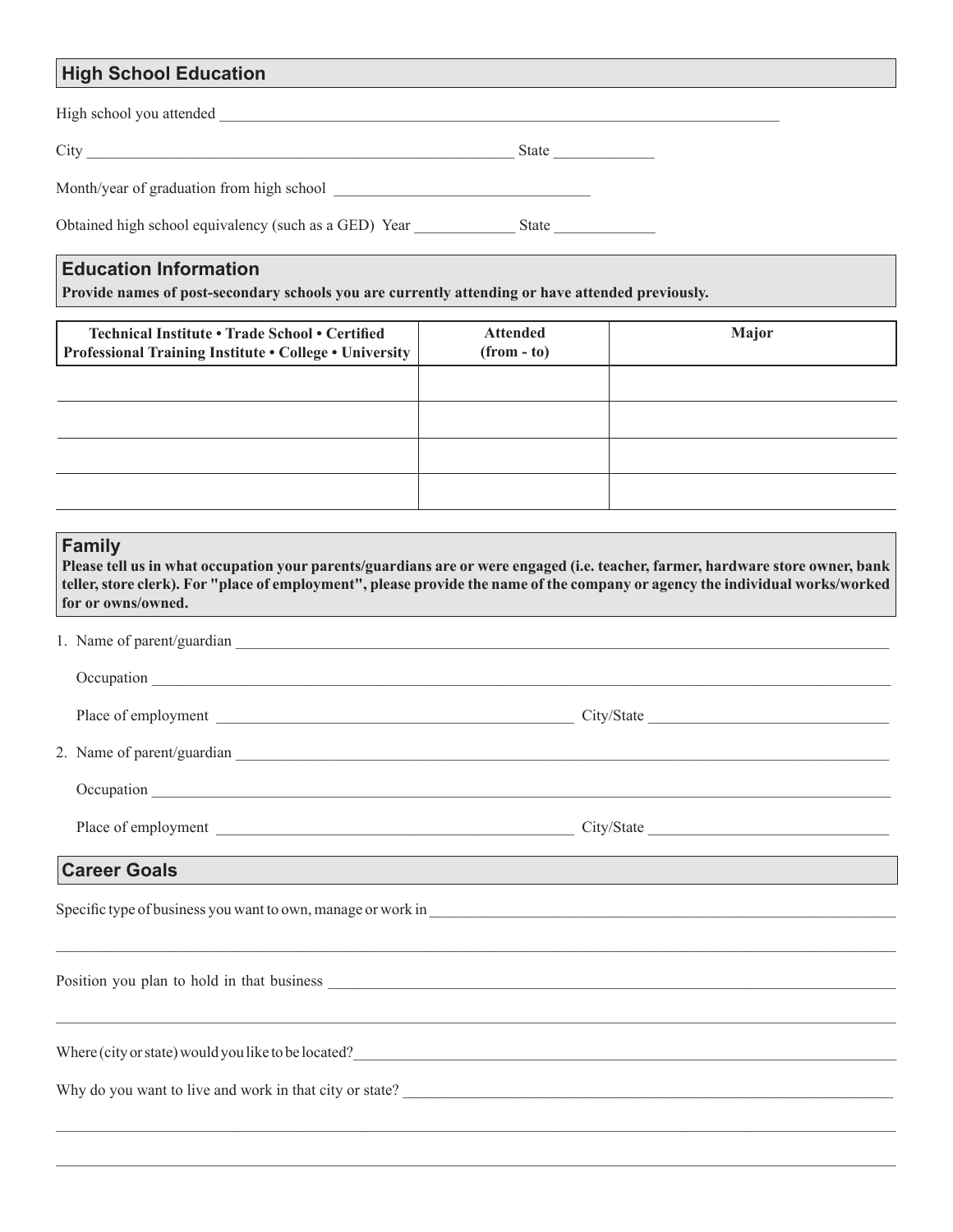## High School Education

High school you attended ____________________________________________

City ____________________________________ State ____________

Month/year of graduation from high school ______________________

Obtained high school equivalency (such as a GED) Year ____________ State ____________

## Education Information

**Provide names of post-secondary schools you are currently attending or have attended previously.**

| Technical Institute • Trade School • Certified Professional Training Institute • College • University | Attended (from - to) | Major |
|---|---|---|
| | | |
| | | |
| | | |
| | | |

## Family

**Please tell us in what occupation your parents/guardians are or were engaged (i.e. teacher, farmer, hardware store owner, bank teller, store clerk). For "place of employment", please provide the name of the company or agency the individual works/worked for or owns/owned.**

1. Name of parent/guardian ____________________________________________

   Occupation ____________________________________________

   Place of employment ______________________________ City/State ____________________

2. Name of parent/guardian ____________________________________________

   Occupation ____________________________________________

   Place of employment ______________________________ City/State ____________________

## Career Goals

Specific type of business you want to own, manage or work in ____________________________________________

____________________________________________

Position you plan to hold in that business ____________________________________________

____________________________________________

Where (city or state) would you like to be located? ____________________________________________

Why do you want to live and work in that city or state? ____________________________________________

____________________________________________

____________________________________________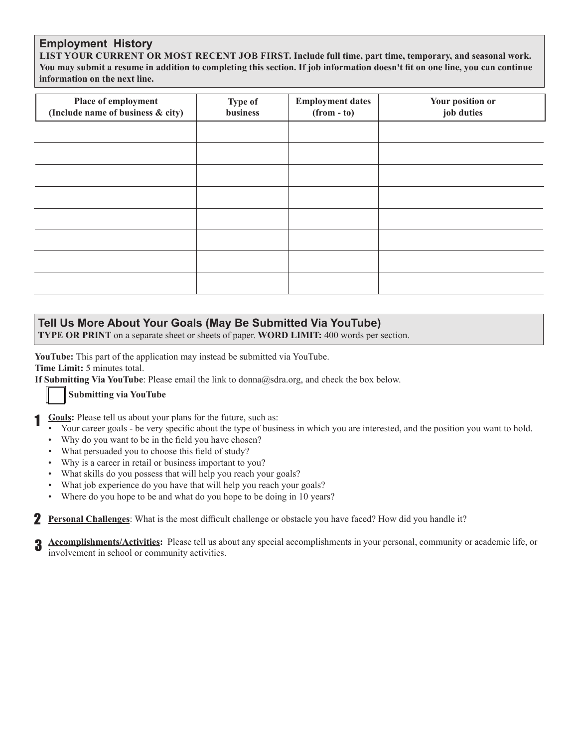## Employment History

**LIST YOUR CURRENT OR MOST RECENT JOB FIRST. Include full time, part time, temporary, and seasonal work. You may submit a resume in addition to completing this section. If job information doesn't fit on one line, you can continue information on the next line.**

| Place of employment (Include name of business & city) | Type of business | Employment dates (from - to) | Your position or job duties |
|---|---|---|---|
| | | | |
| | | | |
| | | | |
| | | | |
| | | | |
| | | | |
| | | | |
| | | | |

## Tell Us More About Your Goals (May Be Submitted Via YouTube)

**TYPE OR PRINT** on a separate sheet or sheets of paper. **WORD LIMIT:** 400 words per section.

**YouTube:** This part of the application may instead be submitted via YouTube.
**Time Limit:** 5 minutes total.
**If Submitting Via YouTube**: Please email the link to donna@sdra.org, and check the box below.

☐ **Submitting via YouTube**

1. **Goals:** Please tell us about your plans for the future, such as:
   - Your career goals - be very specific about the type of business in which you are interested, and the position you want to hold.
   - Why do you want to be in the field you have chosen?
   - What persuaded you to choose this field of study?
   - Why is a career in retail or business important to you?
   - What skills do you possess that will help you reach your goals?
   - What job experience do you have that will help you reach your goals?
   - Where do you hope to be and what do you hope to be doing in 10 years?

2. **Personal Challenges**: What is the most difficult challenge or obstacle you have faced? How did you handle it?

3. **Accomplishments/Activities:** Please tell us about any special accomplishments in your personal, community or academic life, or involvement in school or community activities.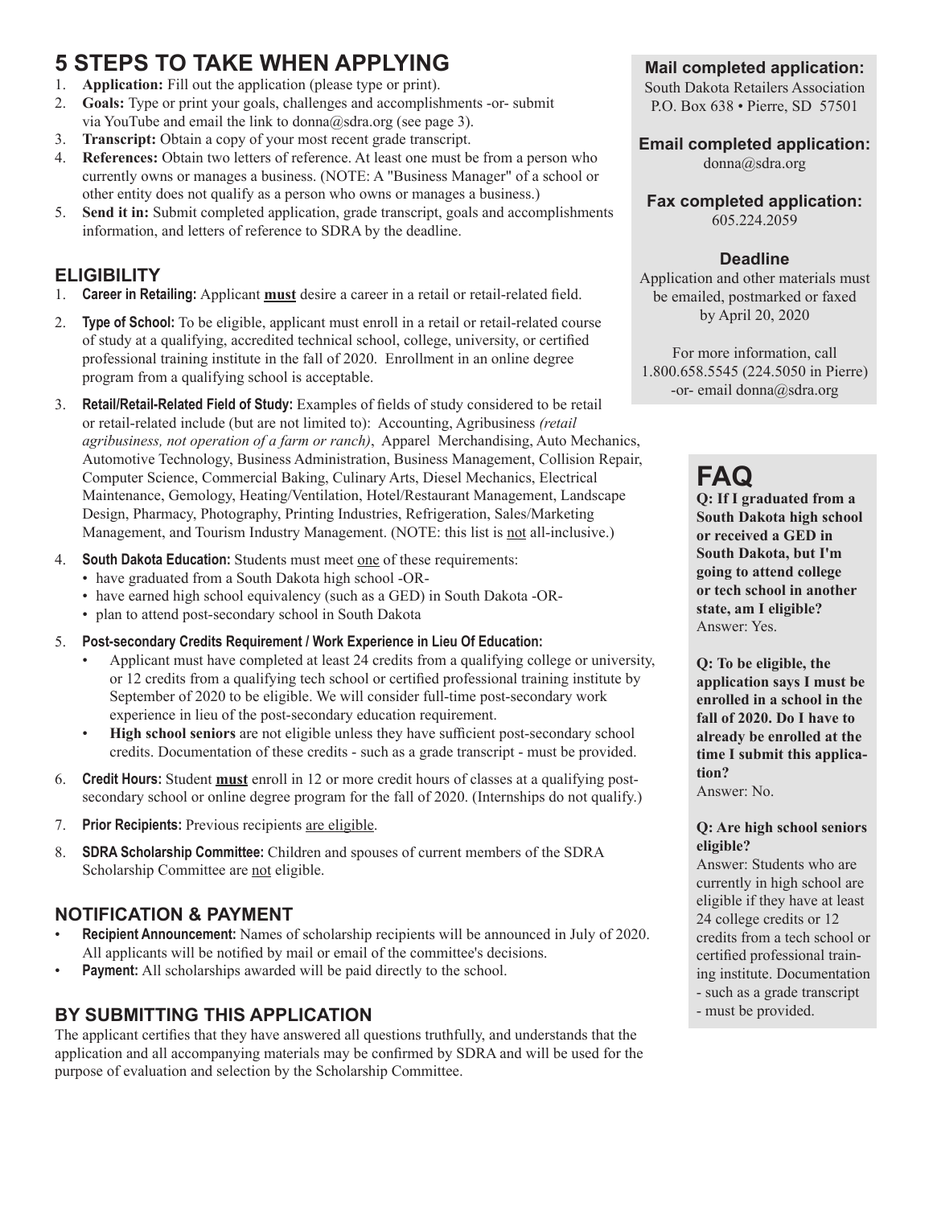## 5 STEPS TO TAKE WHEN APPLYING

1. **Application:** Fill out the application (please type or print).
2. **Goals:** Type or print your goals, challenges and accomplishments -or- submit via YouTube and email the link to donna@sdra.org (see page 3).
3. **Transcript:** Obtain a copy of your most recent grade transcript.
4. **References:** Obtain two letters of reference. At least one must be from a person who currently owns or manages a business. (NOTE: A "Business Manager" of a school or other entity does not qualify as a person who owns or manages a business.)
5. **Send it in:** Submit completed application, grade transcript, goals and accomplishments information, and letters of reference to SDRA by the deadline.

## ELIGIBILITY

1. **Career in Retailing:** Applicant **must** desire a career in a retail or retail-related field.
2. **Type of School:** To be eligible, applicant must enroll in a retail or retail-related course of study at a qualifying, accredited technical school, college, university, or certified professional training institute in the fall of 2020. Enrollment in an online degree program from a qualifying school is acceptable.
3. **Retail/Retail-Related Field of Study:** Examples of fields of study considered to be retail or retail-related include (but are not limited to): Accounting, Agribusiness *(retail agribusiness, not operation of a farm or ranch)*, Apparel Merchandising, Auto Mechanics, Automotive Technology, Business Administration, Business Management, Collision Repair, Computer Science, Commercial Baking, Culinary Arts, Diesel Mechanics, Electrical Maintenance, Gemology, Heating/Ventilation, Hotel/Restaurant Management, Landscape Design, Pharmacy, Photography, Printing Industries, Refrigeration, Sales/Marketing Management, and Tourism Industry Management. (NOTE: this list is not all-inclusive.)
4. **South Dakota Education:** Students must meet one of these requirements:
   - have graduated from a South Dakota high school -OR-
   - have earned high school equivalency (such as a GED) in South Dakota -OR-
   - plan to attend post-secondary school in South Dakota
5. **Post-secondary Credits Requirement / Work Experience in Lieu Of Education:**
   - Applicant must have completed at least 24 credits from a qualifying college or university, or 12 credits from a qualifying tech school or certified professional training institute by September of 2020 to be eligible. We will consider full-time post-secondary work experience in lieu of the post-secondary education requirement.
   - **High school seniors** are not eligible unless they have sufficient post-secondary school credits. Documentation of these credits - such as a grade transcript - must be provided.
6. **Credit Hours:** Student **must** enroll in 12 or more credit hours of classes at a qualifying post-secondary school or online degree program for the fall of 2020. (Internships do not qualify.)
7. **Prior Recipients:** Previous recipients are eligible.
8. **SDRA Scholarship Committee:** Children and spouses of current members of the SDRA Scholarship Committee are not eligible.

## NOTIFICATION & PAYMENT

- **Recipient Announcement:** Names of scholarship recipients will be announced in July of 2020. All applicants will be notified by mail or email of the committee's decisions.
- **Payment:** All scholarships awarded will be paid directly to the school.

## BY SUBMITTING THIS APPLICATION

The applicant certifies that they have answered all questions truthfully, and understands that the application and all accompanying materials may be confirmed by SDRA and will be used for the purpose of evaluation and selection by the Scholarship Committee.

**Mail completed application:**
South Dakota Retailers Association
P.O. Box 638 • Pierre, SD 57501

**Email completed application:**
donna@sdra.org

**Fax completed application:**
605.224.2059

**Deadline**
Application and other materials must be emailed, postmarked or faxed by April 20, 2020

For more information, call 1.800.658.5545 (224.5050 in Pierre) -or- email donna@sdra.org

## FAQ

**Q: If I graduated from a South Dakota high school or received a GED in South Dakota, but I'm going to attend college or tech school in another state, am I eligible?**
Answer: Yes.

**Q: To be eligible, the application says I must be enrolled in a school in the fall of 2020. Do I have to already be enrolled at the time I submit this application?**
Answer: No.

**Q: Are high school seniors eligible?**
Answer: Students who are currently in high school are eligible if they have at least 24 college credits or 12 credits from a tech school or certified professional training institute. Documentation - such as a grade transcript - must be provided.